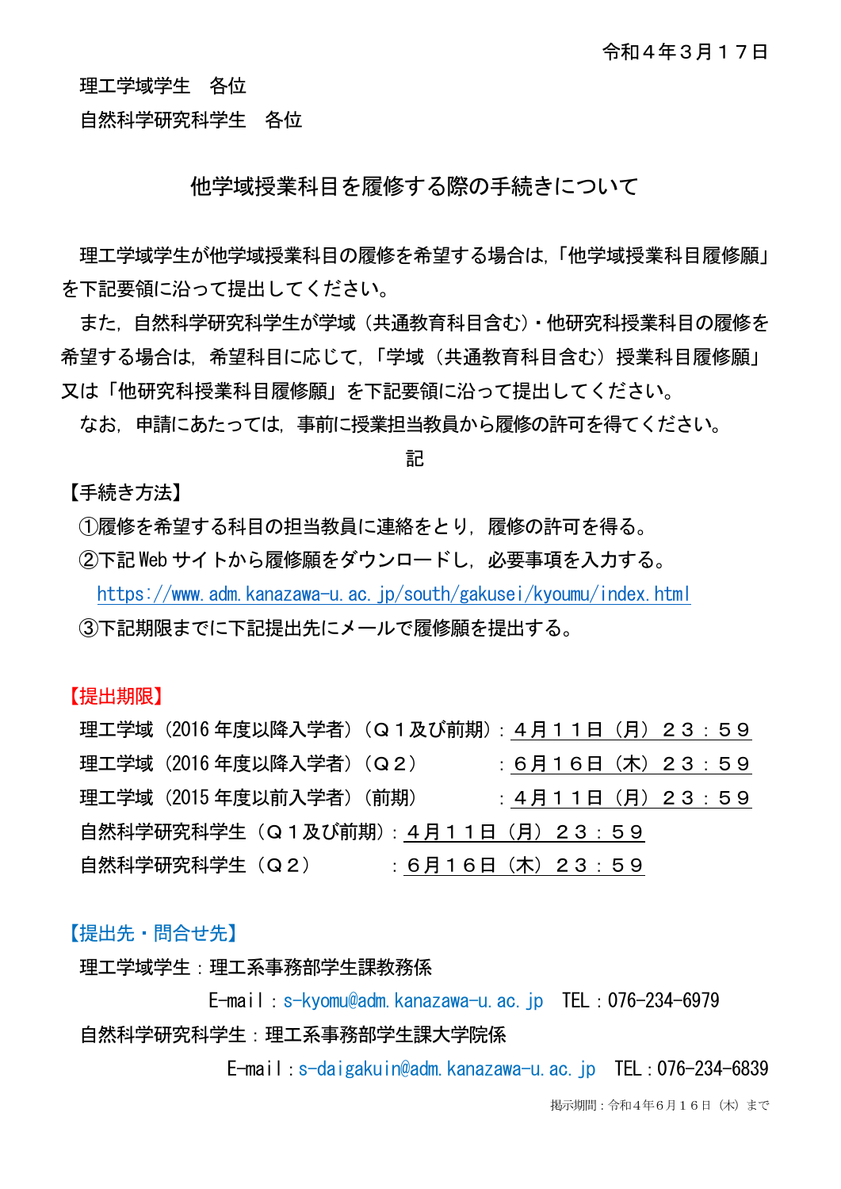令和４年３月１７日

理工学域学生　各位

自然科学研究科学生　各位

# 他学域授業科目を履修する際の手続きについて

理工学域学生が他学域授業科目の履修を希望する場合は,「他学域授業科目履修願」を下記要領に沿って提出してください。

また，自然科学研究科学生が学域（共通教育科目含む）・他研究科授業科目の履修を希望する場合は，希望科目に応じて,「学域（共通教育科目含む）授業科目履修願」又は「他研究科授業科目履修願」を下記要領に沿って提出してください。

なお，申請にあたっては，事前に授業担当教員から履修の許可を得てください。

記

【手続き方法】

①履修を希望する科目の担当教員に連絡をとり，履修の許可を得る。

②下記 Web サイトから履修願をダウンロードし，必要事項を入力する。

https://www.adm.kanazawa-u.ac.jp/south/gakusei/kyoumu/index.html

③下記期限までに下記提出先にメールで履修願を提出する。

【提出期限】

理工学域（2016 年度以降入学者）（Ｑ１及び前期）：４月１１日（月）２３：５９

理工学域（2016 年度以降入学者）（Ｑ２）：６月１６日（木）２３：５９

理工学域（2015 年度以前入学者）（前期）：４月１１日（月）２３：５９

自然科学研究科学生（Ｑ１及び前期）：４月１１日（月）２３：５９

自然科学研究科学生（Ｑ２）：６月１６日（木）２３：５９

【提出先・問合せ先】

理工学域学生：理工系事務部学生課教務係

E-mail：s-kyomu@adm.kanazawa-u.ac.jp　TEL：076-234-6979

自然科学研究科学生：理工系事務部学生課大学院係

E-mail：s-daigakuin@adm.kanazawa-u.ac.jp　TEL：076-234-6839

掲示期間：令和４年６月１６日（木）まで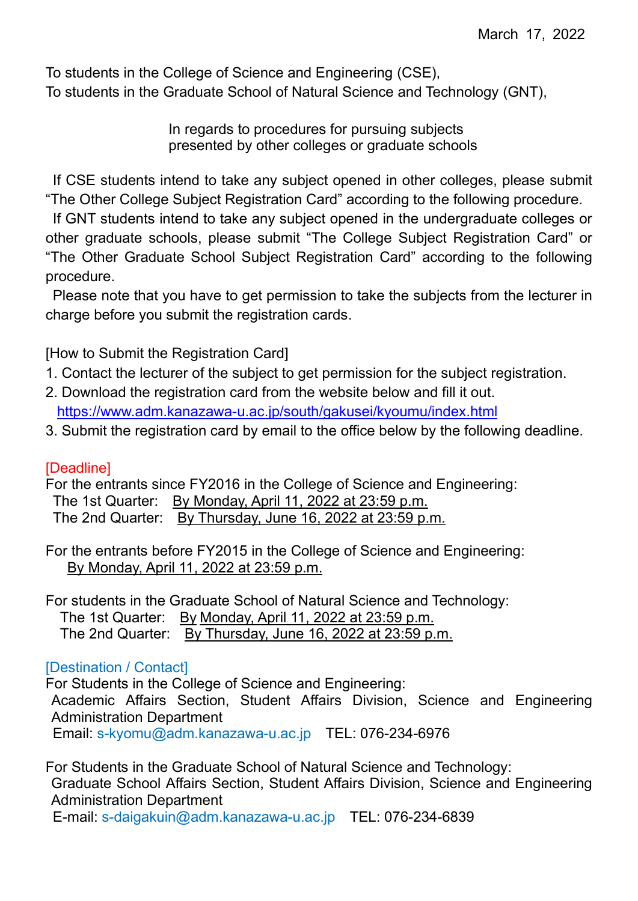March 17, 2022

To students in the College of Science and Engineering (CSE),
To students in the Graduate School of Natural Science and Technology (GNT),

In regards to procedures for pursuing subjects presented by other colleges or graduate schools

If CSE students intend to take any subject opened in other colleges, please submit "The Other College Subject Registration Card" according to the following procedure.

If GNT students intend to take any subject opened in the undergraduate colleges or other graduate schools, please submit "The College Subject Registration Card" or "The Other Graduate School Subject Registration Card" according to the following procedure.

Please note that you have to get permission to take the subjects from the lecturer in charge before you submit the registration cards.

[How to Submit the Registration Card]

1. Contact the lecturer of the subject to get permission for the subject registration.
2. Download the registration card from the website below and fill it out.
   https://www.adm.kanazawa-u.ac.jp/south/gakusei/kyoumu/index.html
3. Submit the registration card by email to the office below by the following deadline.

[Deadline]

For the entrants since FY2016 in the College of Science and Engineering:
The 1st Quarter: By Monday, April 11, 2022 at 23:59 p.m.
The 2nd Quarter: By Thursday, June 16, 2022 at 23:59 p.m.

For the entrants before FY2015 in the College of Science and Engineering:
By Monday, April 11, 2022 at 23:59 p.m.

For students in the Graduate School of Natural Science and Technology:
The 1st Quarter: By Monday, April 11, 2022 at 23:59 p.m.
The 2nd Quarter: By Thursday, June 16, 2022 at 23:59 p.m.

[Destination / Contact]

For Students in the College of Science and Engineering:
Academic Affairs Section, Student Affairs Division, Science and Engineering Administration Department
Email: s-kyomu@adm.kanazawa-u.ac.jp TEL: 076-234-6976

For Students in the Graduate School of Natural Science and Technology:
Graduate School Affairs Section, Student Affairs Division, Science and Engineering Administration Department
E-mail: s-daigakuin@adm.kanazawa-u.ac.jp TEL: 076-234-6839